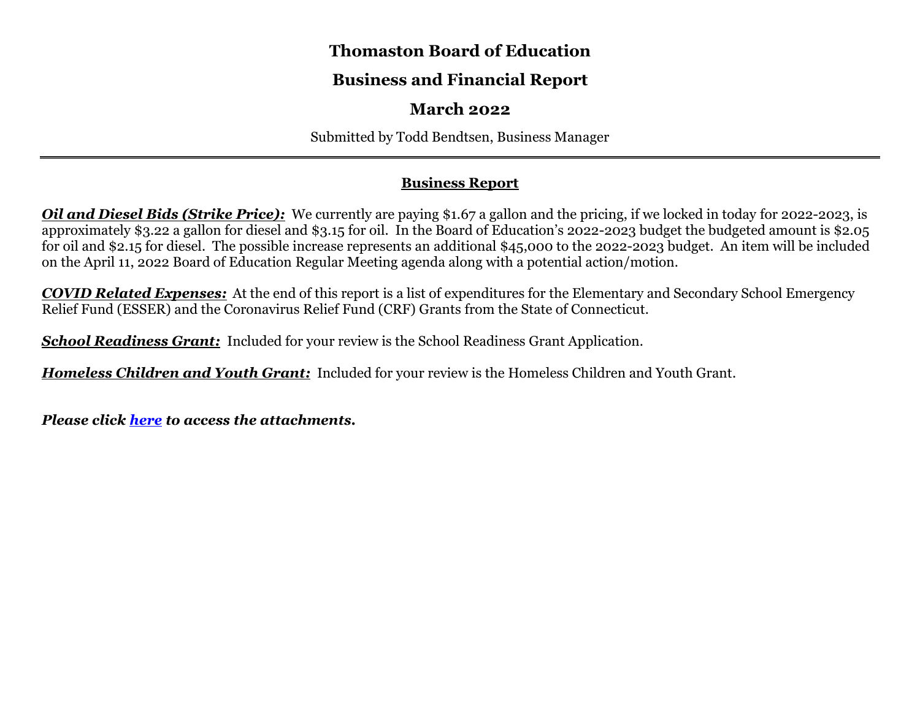# Thomaston Board of Education

## Business and Financial Report

## March 2022

Submitted by Todd Bendtsen, Business Manager

---

### Business Report

***Oil and Diesel Bids (Strike Price):*** We currently are paying $1.67 a gallon and the pricing, if we locked in today for 2022-2023, is approximately $3.22 a gallon for diesel and $3.15 for oil. In the Board of Education's 2022-2023 budget the budgeted amount is $2.05 for oil and $2.15 for diesel. The possible increase represents an additional $45,000 to the 2022-2023 budget. An item will be included on the April 11, 2022 Board of Education Regular Meeting agenda along with a potential action/motion.

***COVID Related Expenses:*** At the end of this report is a list of expenditures for the Elementary and Secondary School Emergency Relief Fund (ESSER) and the Coronavirus Relief Fund (CRF) Grants from the State of Connecticut.

***School Readiness Grant:*** Included for your review is the School Readiness Grant Application.

***Homeless Children and Youth Grant:*** Included for your review is the Homeless Children and Youth Grant.

***Please click here to access the attachments.***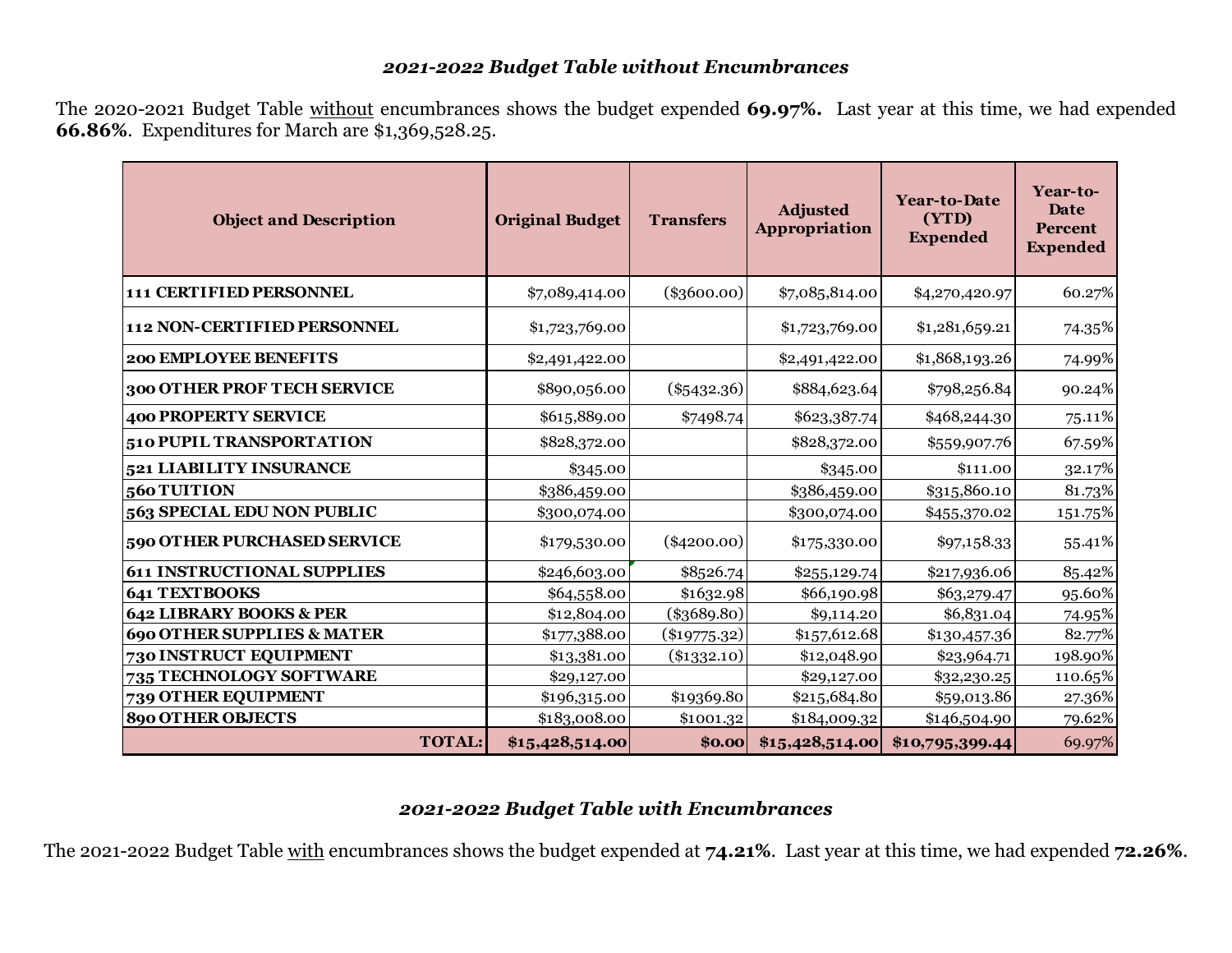### *2021-2022 Budget Table without Encumbrances*

The 2020-2021 Budget Table without encumbrances shows the budget expended **69.97%.** Last year at this time, we had expended **66.86%**. Expenditures for March are $1,369,528.25.

| Object and Description | Original Budget | Transfers | Adjusted Appropriation | Year-to-Date (YTD) Expended | Year-to-Date Percent Expended |
|---|---|---|---|---|---|
| **111 CERTIFIED PERSONNEL** | $7,089,414.00 | ($3600.00) | $7,085,814.00 | $4,270,420.97 | 60.27% |
| **112 NON-CERTIFIED PERSONNEL** | $1,723,769.00 | | $1,723,769.00 | $1,281,659.21 | 74.35% |
| **200 EMPLOYEE BENEFITS** | $2,491,422.00 | | $2,491,422.00 | $1,868,193.26 | 74.99% |
| **300 OTHER PROF TECH SERVICE** | $890,056.00 | ($5432.36) | $884,623.64 | $798,256.84 | 90.24% |
| **400 PROPERTY SERVICE** | $615,889.00 | $7498.74 | $623,387.74 | $468,244.30 | 75.11% |
| **510 PUPIL TRANSPORTATION** | $828,372.00 | | $828,372.00 | $559,907.76 | 67.59% |
| **521 LIABILITY INSURANCE** | $345.00 | | $345.00 | $111.00 | 32.17% |
| **560 TUITION** | $386,459.00 | | $386,459.00 | $315,860.10 | 81.73% |
| **563 SPECIAL EDU NON PUBLIC** | $300,074.00 | | $300,074.00 | $455,370.02 | 151.75% |
| **590 OTHER PURCHASED SERVICE** | $179,530.00 | ($4200.00) | $175,330.00 | $97,158.33 | 55.41% |
| **611 INSTRUCTIONAL SUPPLIES** | $246,603.00 | $8526.74 | $255,129.74 | $217,936.06 | 85.42% |
| **641 TEXTBOOKS** | $64,558.00 | $1632.98 | $66,190.98 | $63,279.47 | 95.60% |
| **642 LIBRARY BOOKS & PER** | $12,804.00 | ($3689.80) | $9,114.20 | $6,831.04 | 74.95% |
| **690 OTHER SUPPLIES & MATER** | $177,388.00 | ($19775.32) | $157,612.68 | $130,457.36 | 82.77% |
| **730 INSTRUCT EQUIPMENT** | $13,381.00 | ($1332.10) | $12,048.90 | $23,964.71 | 198.90% |
| **735 TECHNOLOGY SOFTWARE** | $29,127.00 | | $29,127.00 | $32,230.25 | 110.65% |
| **739 OTHER EQUIPMENT** | $196,315.00 | $19369.80 | $215,684.80 | $59,013.86 | 27.36% |
| **890 OTHER OBJECTS** | $183,008.00 | $1001.32 | $184,009.32 | $146,504.90 | 79.62% |
| **TOTAL:** | **$15,428,514.00** | **$0.00** | **$15,428,514.00** | **$10,795,399.44** | 69.97% |

### *2021-2022 Budget Table with Encumbrances*

The 2021-2022 Budget Table with encumbrances shows the budget expended at **74.21%**. Last year at this time, we had expended **72.26%**.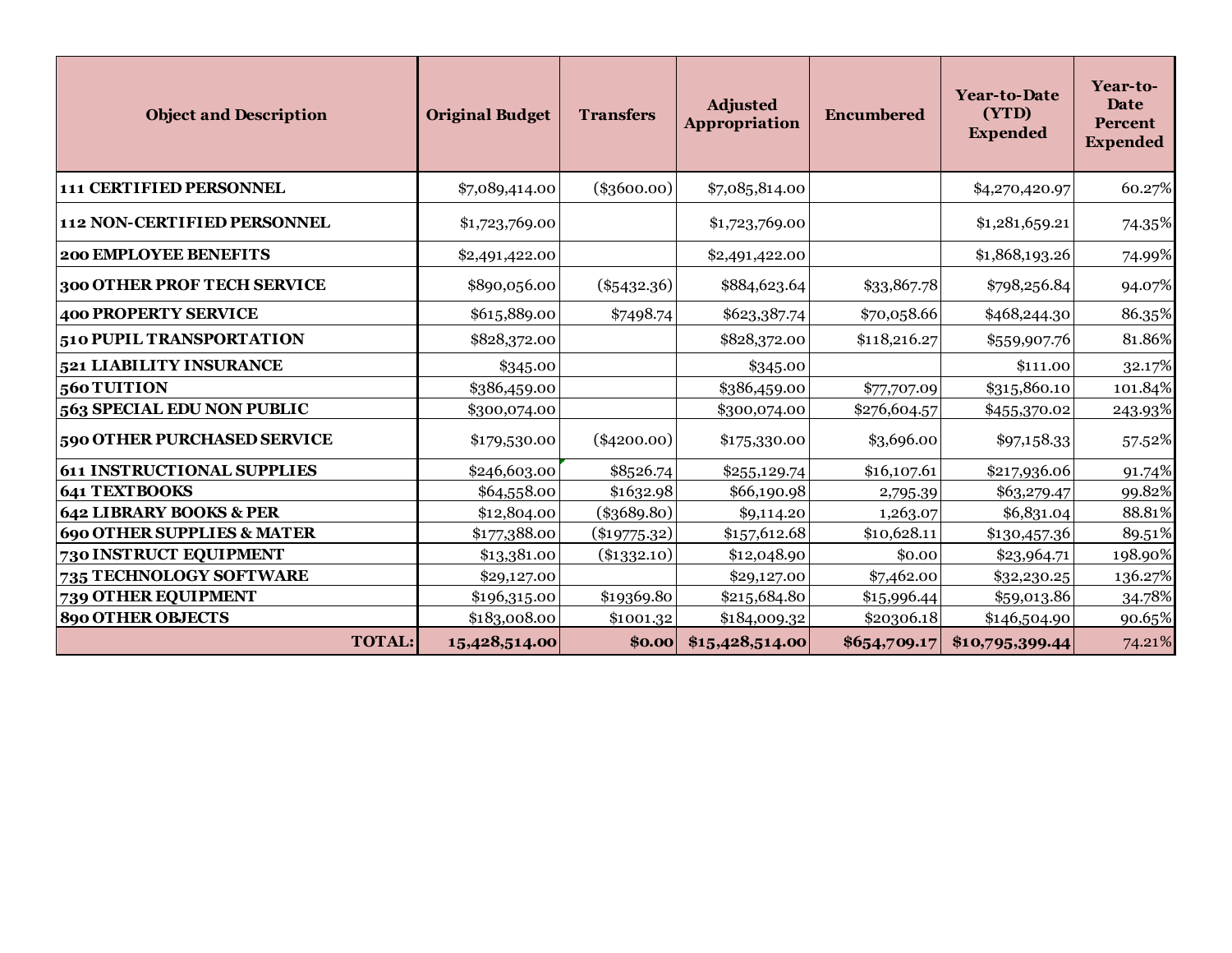| Object and Description | Original Budget | Transfers | Adjusted Appropriation | Encumbered | Year-to-Date (YTD) Expended | Year-to-Date Percent Expended |
|---|---|---|---|---|---|---|
| **111 CERTIFIED PERSONNEL** | $7,089,414.00 | ($3600.00) | $7,085,814.00 | | $4,270,420.97 | 60.27% |
| **112 NON-CERTIFIED PERSONNEL** | $1,723,769.00 | | $1,723,769.00 | | $1,281,659.21 | 74.35% |
| **200 EMPLOYEE BENEFITS** | $2,491,422.00 | | $2,491,422.00 | | $1,868,193.26 | 74.99% |
| **300 OTHER PROF TECH SERVICE** | $890,056.00 | ($5432.36) | $884,623.64 | $33,867.78 | $798,256.84 | 94.07% |
| **400 PROPERTY SERVICE** | $615,889.00 | $7498.74 | $623,387.74 | $70,058.66 | $468,244.30 | 86.35% |
| **510 PUPIL TRANSPORTATION** | $828,372.00 | | $828,372.00 | $118,216.27 | $559,907.76 | 81.86% |
| **521 LIABILITY INSURANCE** | $345.00 | | $345.00 | | $111.00 | 32.17% |
| **560 TUITION** | $386,459.00 | | $386,459.00 | $77,707.09 | $315,860.10 | 101.84% |
| **563 SPECIAL EDU NON PUBLIC** | $300,074.00 | | $300,074.00 | $276,604.57 | $455,370.02 | 243.93% |
| **590 OTHER PURCHASED SERVICE** | $179,530.00 | ($4200.00) | $175,330.00 | $3,696.00 | $97,158.33 | 57.52% |
| **611 INSTRUCTIONAL SUPPLIES** | $246,603.00 | $8526.74 | $255,129.74 | $16,107.61 | $217,936.06 | 91.74% |
| **641 TEXTBOOKS** | $64,558.00 | $1632.98 | $66,190.98 | 2,795.39 | $63,279.47 | 99.82% |
| **642 LIBRARY BOOKS & PER** | $12,804.00 | ($3689.80) | $9,114.20 | 1,263.07 | $6,831.04 | 88.81% |
| **690 OTHER SUPPLIES & MATER** | $177,388.00 | ($19775.32) | $157,612.68 | $10,628.11 | $130,457.36 | 89.51% |
| **730 INSTRUCT EQUIPMENT** | $13,381.00 | ($1332.10) | $12,048.90 | $0.00 | $23,964.71 | 198.90% |
| **735 TECHNOLOGY SOFTWARE** | $29,127.00 | | $29,127.00 | $7,462.00 | $32,230.25 | 136.27% |
| **739 OTHER EQUIPMENT** | $196,315.00 | $19369.80 | $215,684.80 | $15,996.44 | $59,013.86 | 34.78% |
| **890 OTHER OBJECTS** | $183,008.00 | $1001.32 | $184,009.32 | $20306.18 | $146,504.90 | 90.65% |
| **TOTAL:** | **15,428,514.00** | **$0.00** | **$15,428,514.00** | **$654,709.17** | **$10,795,399.44** | 74.21% |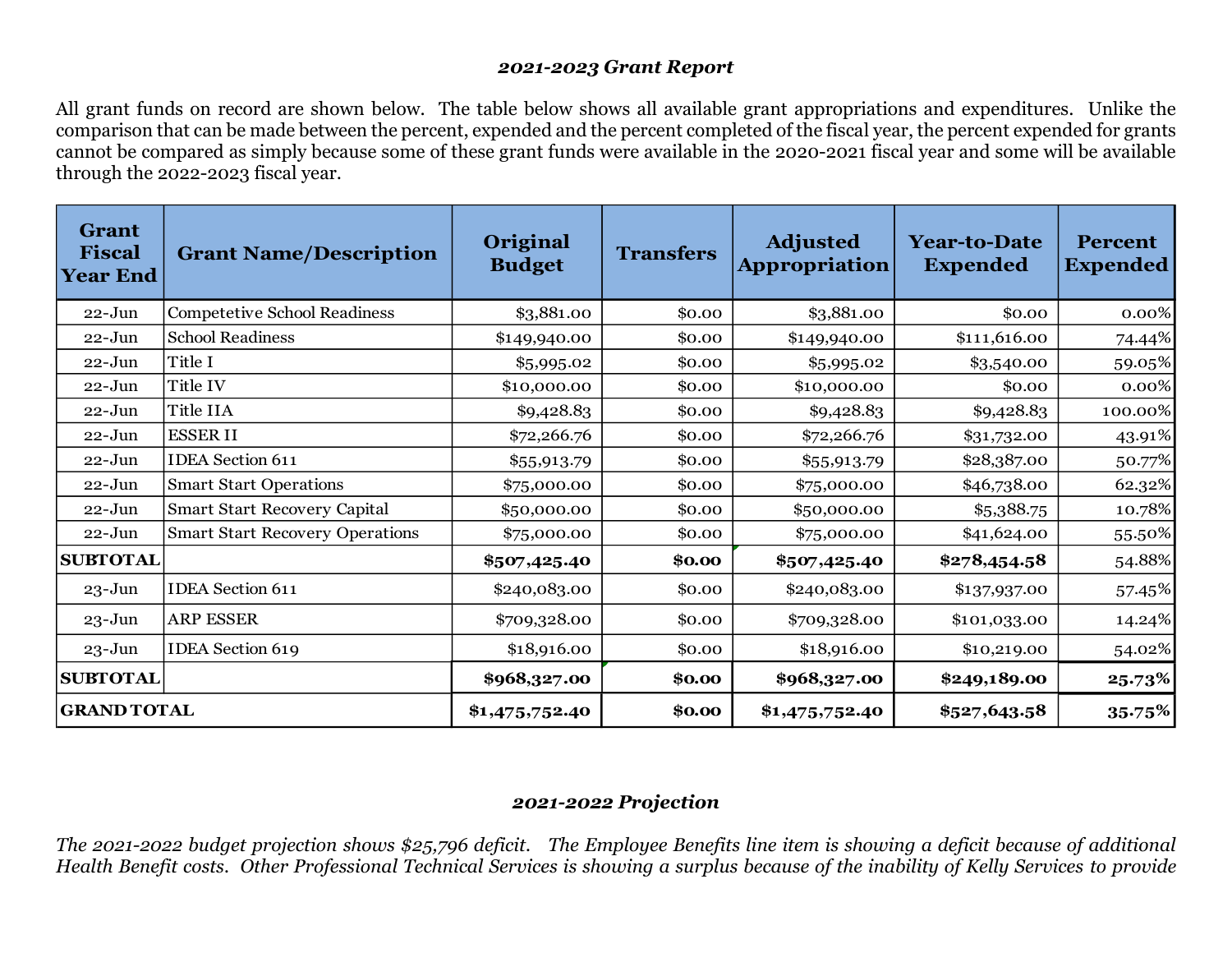***2021-2023 Grant Report***

All grant funds on record are shown below. The table below shows all available grant appropriations and expenditures. Unlike the comparison that can be made between the percent, expended and the percent completed of the fiscal year, the percent expended for grants cannot be compared as simply because some of these grant funds were available in the 2020-2021 fiscal year and some will be available through the 2022-2023 fiscal year.

| Grant Fiscal Year End | Grant Name/Description | Original Budget | Transfers | Adjusted Appropriation | Year-to-Date Expended | Percent Expended |
|---|---|---|---|---|---|---|
| 22-Jun | Competetive School Readiness | $3,881.00 | $0.00 | $3,881.00 | $0.00 | 0.00% |
| 22-Jun | School Readiness | $149,940.00 | $0.00 | $149,940.00 | $111,616.00 | 74.44% |
| 22-Jun | Title I | $5,995.02 | $0.00 | $5,995.02 | $3,540.00 | 59.05% |
| 22-Jun | Title IV | $10,000.00 | $0.00 | $10,000.00 | $0.00 | 0.00% |
| 22-Jun | Title IIA | $9,428.83 | $0.00 | $9,428.83 | $9,428.83 | 100.00% |
| 22-Jun | ESSER II | $72,266.76 | $0.00 | $72,266.76 | $31,732.00 | 43.91% |
| 22-Jun | IDEA Section 611 | $55,913.79 | $0.00 | $55,913.79 | $28,387.00 | 50.77% |
| 22-Jun | Smart Start Operations | $75,000.00 | $0.00 | $75,000.00 | $46,738.00 | 62.32% |
| 22-Jun | Smart Start Recovery Capital | $50,000.00 | $0.00 | $50,000.00 | $5,388.75 | 10.78% |
| 22-Jun | Smart Start Recovery Operations | $75,000.00 | $0.00 | $75,000.00 | $41,624.00 | 55.50% |
| **SUBTOTAL** | | **$507,425.40** | **$0.00** | **$507,425.40** | **$278,454.58** | 54.88% |
| 23-Jun | IDEA Section 611 | $240,083.00 | $0.00 | $240,083.00 | $137,937.00 | 57.45% |
| 23-Jun | ARP ESSER | $709,328.00 | $0.00 | $709,328.00 | $101,033.00 | 14.24% |
| 23-Jun | IDEA Section 619 | $18,916.00 | $0.00 | $18,916.00 | $10,219.00 | 54.02% |
| **SUBTOTAL** | | **$968,327.00** | **$0.00** | **$968,327.00** | **$249,189.00** | **25.73%** |
| **GRAND TOTAL** | | **$1,475,752.40** | **$0.00** | **$1,475,752.40** | **$527,643.58** | **35.75%** |

***2021-2022 Projection***

*The 2021-2022 budget projection shows $25,796 deficit. The Employee Benefits line item is showing a deficit because of additional Health Benefit costs. Other Professional Technical Services is showing a surplus because of the inability of Kelly Services to provide*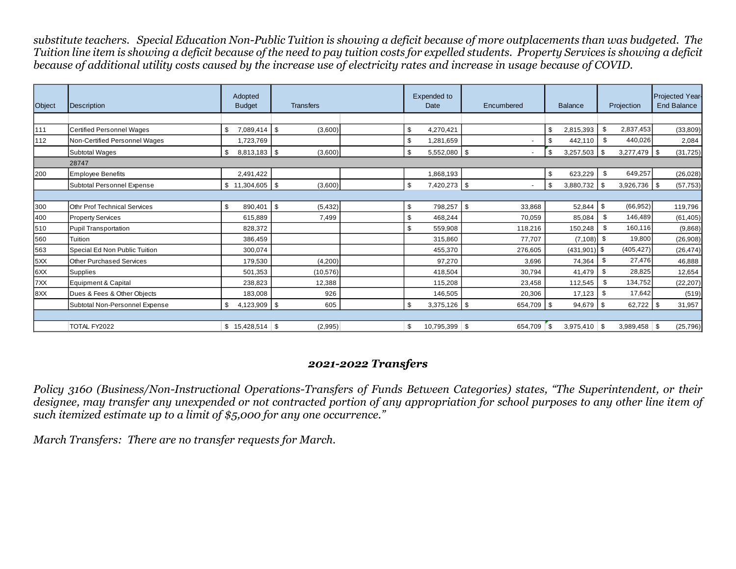*substitute teachers. Special Education Non-Public Tuition is showing a deficit because of more outplacements than was budgeted. The Tuition line item is showing a deficit because of the need to pay tuition costs for expelled students. Property Services is showing a deficit because of additional utility costs caused by the increase use of electricity rates and increase in usage because of COVID.*

| Object | Description | Adopted Budget | Transfers | | Expended to Date | Encumbered | Balance | Projection | Projected Year-End Balance |
|---|---|---|---|---|---|---|---|---|---|
| | | | | | | | | | |
| 111 | Certified Personnel Wages | $ 7,089,414 | $ (3,600) | | $ 4,270,421 | | $ 2,815,393 | $ 2,837,453 | (33,809) |
| 112 | Non-Certified Personnel Wages | 1,723,769 | | | $ 1,281,659 | - | $ 442,110 | $ 440,026 | 2,084 |
| | Subtotal Wages | $ 8,813,183 | $ (3,600) | | $ 5,552,080 | $ - | $ 3,257,503 | $ 3,277,479 | $ (31,725) |
| | 28747 | | | | | | | | |
| 200 | Employee Benefits | 2,491,422 | | | 1,868,193 | | $ 623,229 | $ 649,257 | (26,028) |
| | Subtotal Personnel Expense | $ 11,304,605 | $ (3,600) | | $ 7,420,273 | $ - | $ 3,880,732 | $ 3,926,736 | $ (57,753) |
| | | | | | | | | | |
| 300 | Othr Prof Technical Services | $ 890,401 | $ (5,432) | | $ 798,257 | $ 33,868 | 52,844 | $ (66,952) | 119,796 |
| 400 | Property Services | 615,889 | 7,499 | | $ 468,244 | 70,059 | 85,084 | $ 146,489 | (61,405) |
| 510 | Pupil Transportation | 828,372 | | | $ 559,908 | 118,216 | 150,248 | $ 160,116 | (9,868) |
| 560 | Tuition | 386,459 | | | 315,860 | 77,707 | (7,108) | $ 19,800 | (26,908) |
| 563 | Special Ed Non Public Tuition | 300,074 | | | 455,370 | 276,605 | (431,901) | $ (405,427) | (26,474) |
| 5XX | Other Purchased Services | 179,530 | (4,200) | | 97,270 | 3,696 | 74,364 | $ 27,476 | 46,888 |
| 6XX | Supplies | 501,353 | (10,576) | | 418,504 | 30,794 | 41,479 | $ 28,825 | 12,654 |
| 7XX | Equipment & Capital | 238,823 | 12,388 | | 115,208 | 23,458 | 112,545 | $ 134,752 | (22,207) |
| 8XX | Dues & Fees & Other Objects | 183,008 | 926 | | 146,505 | 20,306 | 17,123 | $ 17,642 | (519) |
| | Subtotal Non-Personnel Expense | $ 4,123,909 | $ 605 | | $ 3,375,126 | $ 654,709 | $ 94,679 | $ 62,722 | $ 31,957 |
| | | | | | | | | | |
| | TOTAL FY2022 | $ 15,428,514 | $ (2,995) | | $ 10,795,399 | $ 654,709 | $ 3,975,410 | $ 3,989,458 | $ (25,796) |

## *2021-2022 Transfers*

*Policy 3160 (Business/Non-Instructional Operations-Transfers of Funds Between Categories) states, "The Superintendent, or their designee, may transfer any unexpended or not contracted portion of any appropriation for school purposes to any other line item of such itemized estimate up to a limit of $5,000 for any one occurrence."*

*March Transfers: There are no transfer requests for March.*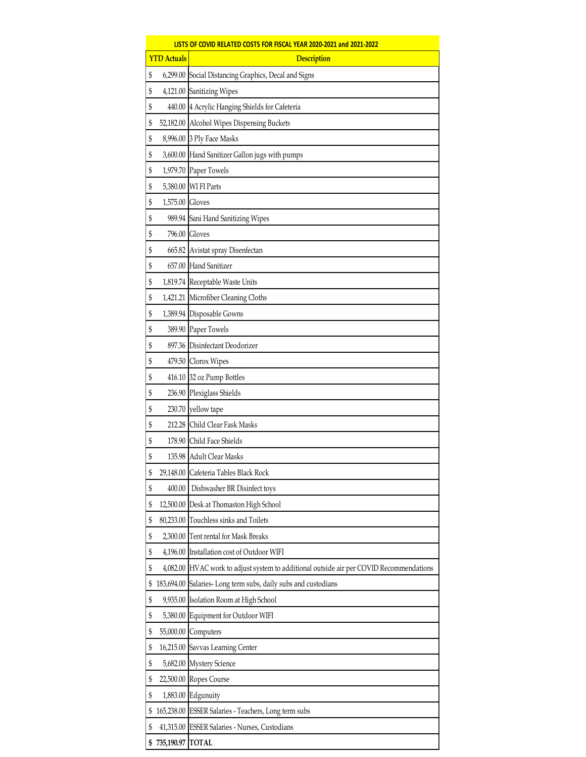| LISTS OF COVID RELATED COSTS FOR FISCAL YEAR 2020-2021 and 2021-2022 | |
|---|---|
| **YTD Actuals** | **Description** |
| $ 6,299.00 | Social Distancing Graphics, Decal and Signs |
| $ 4,121.00 | Sanitizing Wipes |
| $ 440.00 | 4 Acrylic Hanging Shields for Cafeteria |
| $ 52,182.00 | Alcohol Wipes Dispensing Buckets |
| $ 8,996.00 | 3 Ply Face Masks |
| $ 3,600.00 | Hand Sanitizer Gallon jugs with pumps |
| $ 1,979.70 | Paper Towels |
| $ 5,380.00 | WI FI Parts |
| $ 1,575.00 | Gloves |
| $ 989.94 | Sani Hand Sanitizing Wipes |
| $ 796.00 | Gloves |
| $ 665.82 | Avistat spray Disenfectan |
| $ 657.00 | Hand Sanitizer |
| $ 1,819.74 | Receptable Waste Units |
| $ 1,421.21 | Microfiber Cleaning Cloths |
| $ 1,389.94 | Disposable Gowns |
| $ 389.90 | Paper Towels |
| $ 897.36 | Disinfectant Deodorizer |
| $ 479.50 | Clorox Wipes |
| $ 416.10 | 32 oz Pump Bottles |
| $ 236.90 | Plexiglass Shields |
| $ 230.70 | yellow tape |
| $ 212.28 | Child Clear Fask Masks |
| $ 178.90 | Child Face Shields |
| $ 135.98 | Adult Clear Masks |
| $ 29,148.00 | Cafeteria Tables Black Rock |
| $ 400.00 | Dishwasher BR Disinfect toys |
| $ 12,500.00 | Desk at Thomaston High School |
| $ 80,233.00 | Touchless sinks and Toilets |
| $ 2,300.00 | Tent rental for Mask Breaks |
| $ 4,196.00 | Installation cost of Outdoor WIFI |
| $ 4,082.00 | HVAC work to adjust system to additional outside air per COVID Recommendations |
| $ 183,694.00 | Salaries- Long term subs, daily subs and custodians |
| $ 9,935.00 | Isolation Room at High School |
| $ 5,380.00 | Equipment for Outdoor WIFI |
| $ 55,000.00 | Computers |
| $ 16,215.00 | Savvas Learning Center |
| $ 5,682.00 | Mystery Science |
| $ 22,500.00 | Ropes Course |
| $ 1,883.00 | Edgunuity |
| $ 165,238.00 | ESSER Salaries - Teachers, Long term subs |
| $ 41,315.00 | ESSER Salaries - Nurses, Custodians |
| **$ 735,190.97** | **TOTAL** |